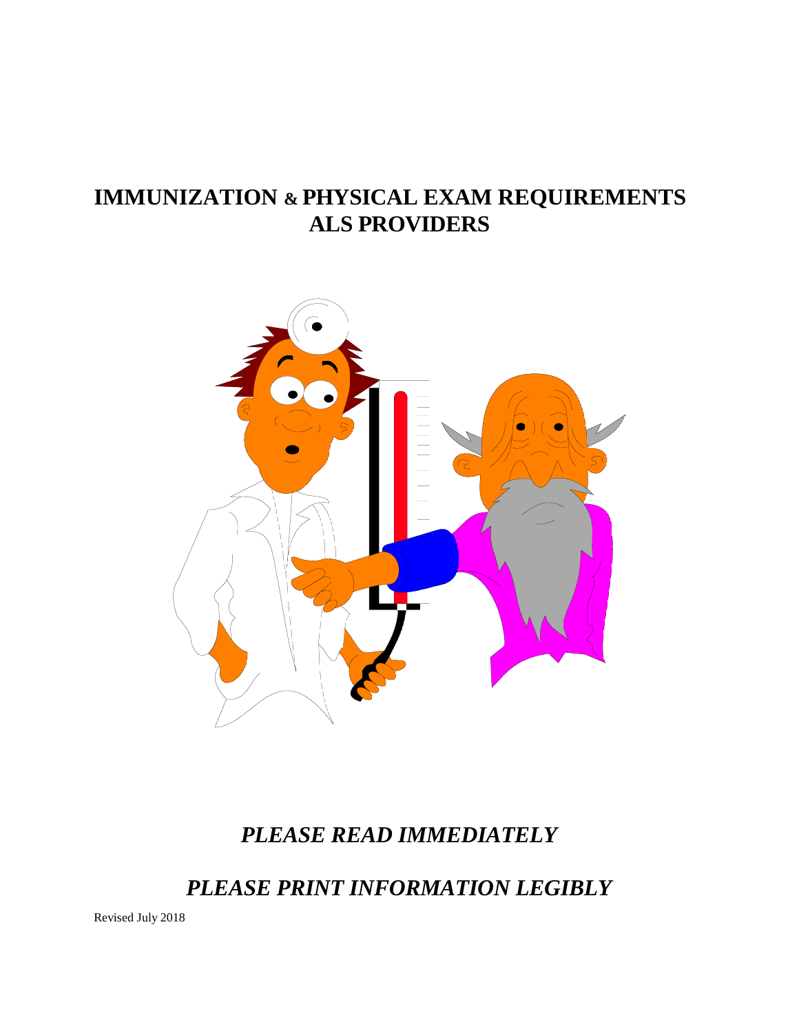# IMMUNIZATION & PHYSICAL EXAM REQUIREMENTS
# ALS PROVIDERS

## *PLEASE READ IMMEDIATELY*

## *PLEASE PRINT INFORMATION LEGIBLY*

Revised July 2018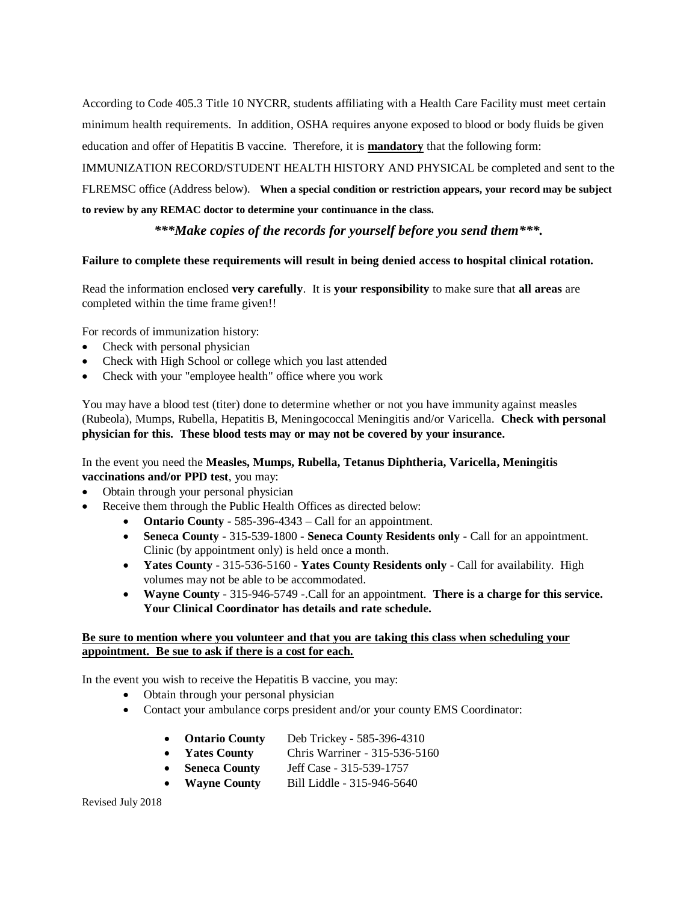According to Code 405.3 Title 10 NYCRR, students affiliating with a Health Care Facility must meet certain minimum health requirements. In addition, OSHA requires anyone exposed to blood or body fluids be given education and offer of Hepatitis B vaccine. Therefore, it is **mandatory** that the following form: IMMUNIZATION RECORD/STUDENT HEALTH HISTORY AND PHYSICAL be completed and sent to the FLREMSC office (Address below). **When a special condition or restriction appears, your record may be subject to review by any REMAC doctor to determine your continuance in the class.**

***\*\*\*Make copies of the records for yourself before you send them\*\*\*.***

**Failure to complete these requirements will result in being denied access to hospital clinical rotation.**

Read the information enclosed **very carefully**. It is **your responsibility** to make sure that **all areas** are completed within the time frame given!!

For records of immunization history:

- Check with personal physician
- Check with High School or college which you last attended
- Check with your "employee health" office where you work

You may have a blood test (titer) done to determine whether or not you have immunity against measles (Rubeola), Mumps, Rubella, Hepatitis B, Meningococcal Meningitis and/or Varicella. **Check with personal physician for this. These blood tests may or may not be covered by your insurance.**

In the event you need the **Measles, Mumps, Rubella, Tetanus Diphtheria, Varicella, Meningitis vaccinations and/or PPD test**, you may:

- Obtain through your personal physician
- Receive them through the Public Health Offices as directed below:
  - **Ontario County** - 585-396-4343 – Call for an appointment.
  - **Seneca County** - 315-539-1800 - **Seneca County Residents only** - Call for an appointment. Clinic (by appointment only) is held once a month.
  - **Yates County** - 315-536-5160 - **Yates County Residents only** - Call for availability. High volumes may not be able to be accommodated.
  - **Wayne County** - 315-946-5749 -.Call for an appointment. **There is a charge for this service. Your Clinical Coordinator has details and rate schedule.**

<u>**Be sure to mention where you volunteer and that you are taking this class when scheduling your appointment. Be sue to ask if there is a cost for each.**</u>

In the event you wish to receive the Hepatitis B vaccine, you may:

- Obtain through your personal physician
- Contact your ambulance corps president and/or your county EMS Coordinator:
  - **Ontario County** Deb Trickey - 585-396-4310
  - **Yates County** Chris Warriner - 315-536-5160
  - **Seneca County** Jeff Case - 315-539-1757
  - **Wayne County** Bill Liddle - 315-946-5640

Revised July 2018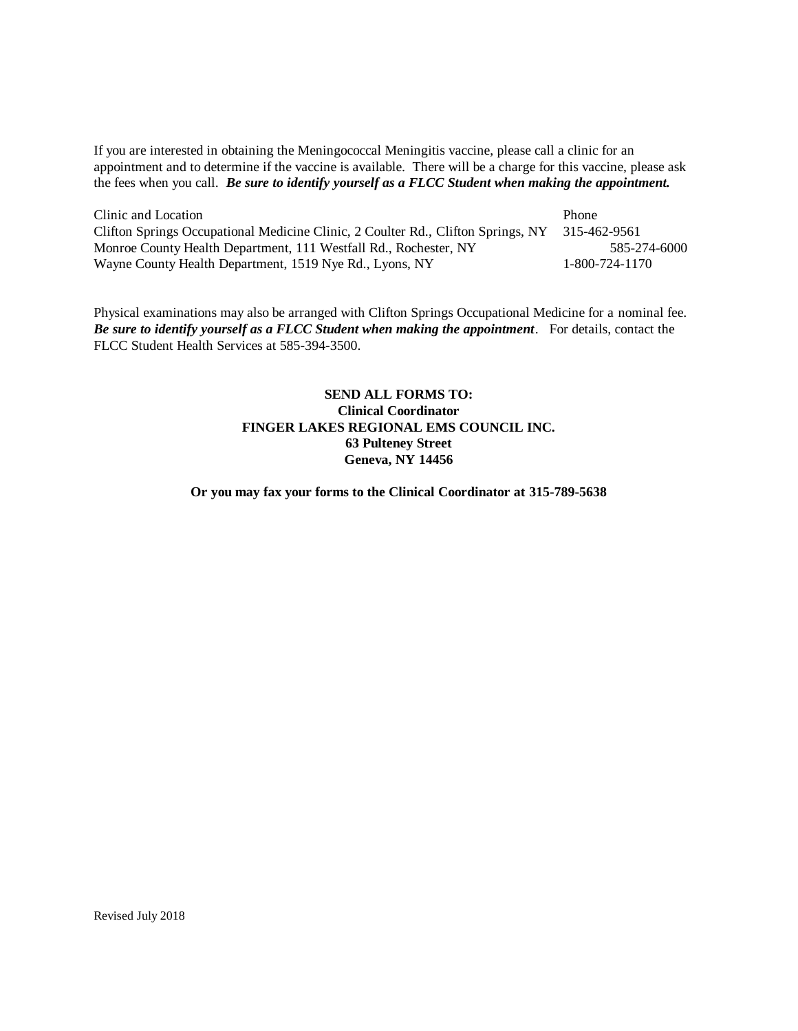If you are interested in obtaining the Meningococcal Meningitis vaccine, please call a clinic for an appointment and to determine if the vaccine is available. There will be a charge for this vaccine, please ask the fees when you call. ***Be sure to identify yourself as a FLCC Student when making the appointment.***

| Clinic and Location | Phone |
|---|---|
| Clifton Springs Occupational Medicine Clinic, 2 Coulter Rd., Clifton Springs, NY | 315-462-9561 |
| Monroe County Health Department, 111 Westfall Rd., Rochester, NY | 585-274-6000 |
| Wayne County Health Department, 1519 Nye Rd., Lyons, NY | 1-800-724-1170 |

Physical examinations may also be arranged with Clifton Springs Occupational Medicine for a nominal fee. ***Be sure to identify yourself as a FLCC Student when making the appointment***. For details, contact the FLCC Student Health Services at 585-394-3500.

**SEND ALL FORMS TO:**
**Clinical Coordinator**
**FINGER LAKES REGIONAL EMS COUNCIL INC.**
**63 Pulteney Street**
**Geneva, NY 14456**

**Or you may fax your forms to the Clinical Coordinator at 315-789-5638**

Revised July 2018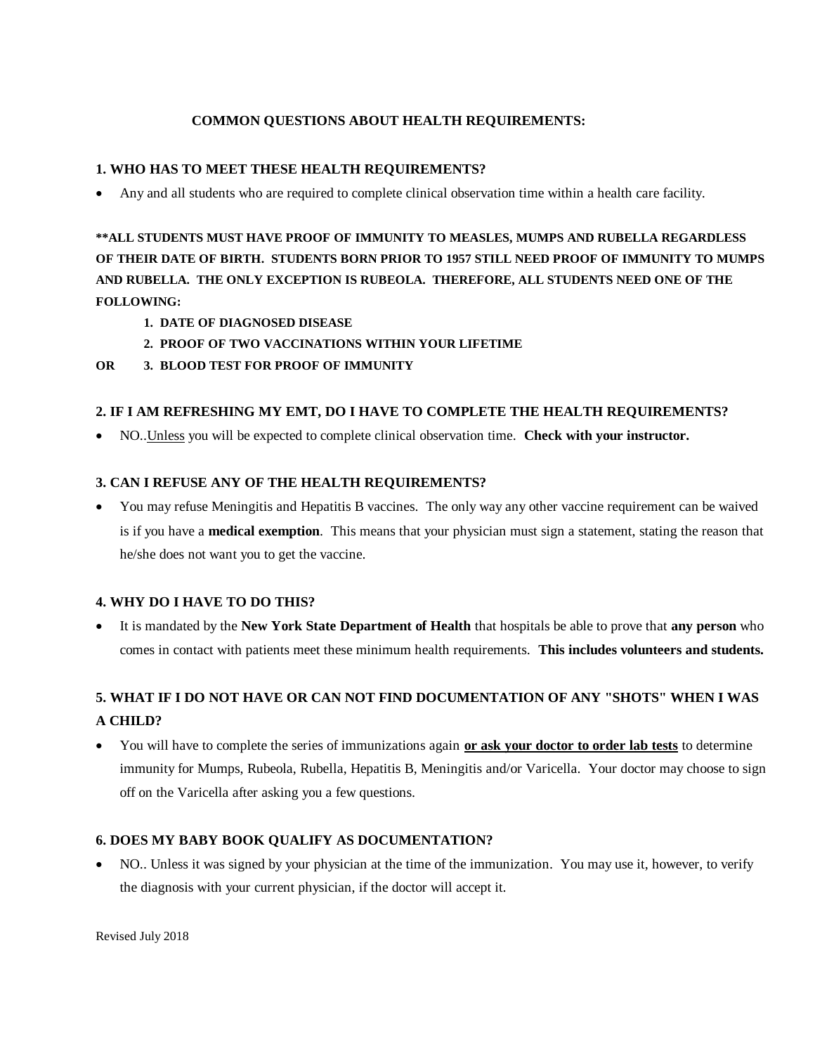## COMMON QUESTIONS ABOUT HEALTH REQUIREMENTS:

### 1. WHO HAS TO MEET THESE HEALTH REQUIREMENTS?

- Any and all students who are required to complete clinical observation time within a health care facility.

**\*\*ALL STUDENTS MUST HAVE PROOF OF IMMUNITY TO MEASLES, MUMPS AND RUBELLA REGARDLESS OF THEIR DATE OF BIRTH. STUDENTS BORN PRIOR TO 1957 STILL NEED PROOF OF IMMUNITY TO MUMPS AND RUBELLA. THE ONLY EXCEPTION IS RUBEOLA. THEREFORE, ALL STUDENTS NEED ONE OF THE FOLLOWING:**

**1. DATE OF DIAGNOSED DISEASE**

**2. PROOF OF TWO VACCINATIONS WITHIN YOUR LIFETIME**

**OR 3. BLOOD TEST FOR PROOF OF IMMUNITY**

### 2. IF I AM REFRESHING MY EMT, DO I HAVE TO COMPLETE THE HEALTH REQUIREMENTS?

- NO..<u>Unless</u> you will be expected to complete clinical observation time. **Check with your instructor.**

### 3. CAN I REFUSE ANY OF THE HEALTH REQUIREMENTS?

- You may refuse Meningitis and Hepatitis B vaccines. The only way any other vaccine requirement can be waived is if you have a **medical exemption**. This means that your physician must sign a statement, stating the reason that he/she does not want you to get the vaccine.

### 4. WHY DO I HAVE TO DO THIS?

- It is mandated by the **New York State Department of Health** that hospitals be able to prove that **any person** who comes in contact with patients meet these minimum health requirements. **This includes volunteers and students.**

### 5. WHAT IF I DO NOT HAVE OR CAN NOT FIND DOCUMENTATION OF ANY "SHOTS" WHEN I WAS A CHILD?

- You will have to complete the series of immunizations again **<u>or ask your doctor to order lab tests</u>** to determine immunity for Mumps, Rubeola, Rubella, Hepatitis B, Meningitis and/or Varicella. Your doctor may choose to sign off on the Varicella after asking you a few questions.

### 6. DOES MY BABY BOOK QUALIFY AS DOCUMENTATION?

- NO.. Unless it was signed by your physician at the time of the immunization. You may use it, however, to verify the diagnosis with your current physician, if the doctor will accept it.

Revised July 2018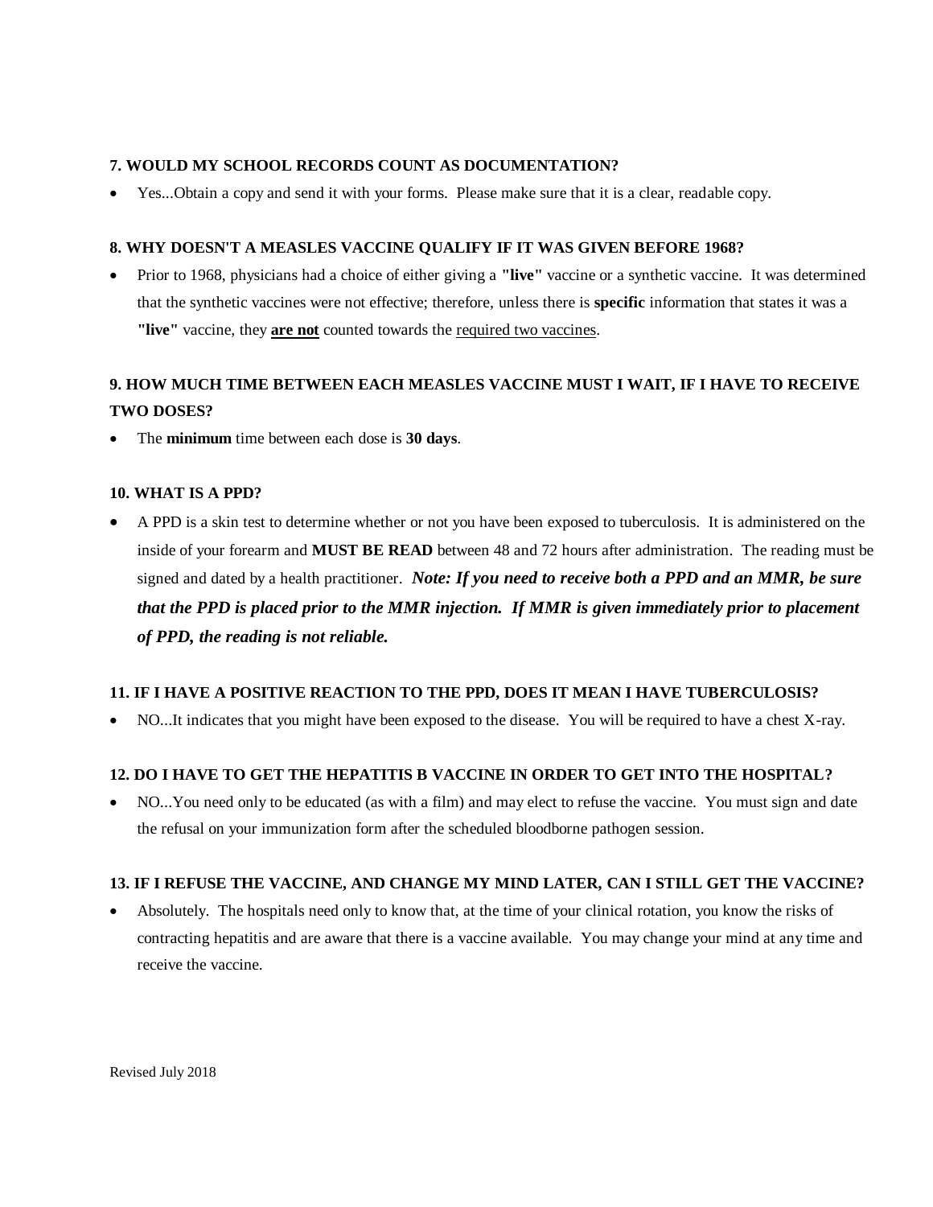**7. WOULD MY SCHOOL RECORDS COUNT AS DOCUMENTATION?**

- Yes...Obtain a copy and send it with your forms. Please make sure that it is a clear, readable copy.

**8. WHY DOESN'T A MEASLES VACCINE QUALIFY IF IT WAS GIVEN BEFORE 1968?**

- Prior to 1968, physicians had a choice of either giving a **"live"** vaccine or a synthetic vaccine. It was determined that the synthetic vaccines were not effective; therefore, unless there is **specific** information that states it was a **"live"** vaccine, they **<u>are not</u>** counted towards the <u>required two vaccines</u>.

**9. HOW MUCH TIME BETWEEN EACH MEASLES VACCINE MUST I WAIT, IF I HAVE TO RECEIVE TWO DOSES?**

- The **minimum** time between each dose is **30 days**.

**10. WHAT IS A PPD?**

- A PPD is a skin test to determine whether or not you have been exposed to tuberculosis. It is administered on the inside of your forearm and **MUST BE READ** between 48 and 72 hours after administration. The reading must be signed and dated by a health practitioner. ***Note: If you need to receive both a PPD and an MMR, be sure that the PPD is placed prior to the MMR injection. If MMR is given immediately prior to placement of PPD, the reading is not reliable.***

**11. IF I HAVE A POSITIVE REACTION TO THE PPD, DOES IT MEAN I HAVE TUBERCULOSIS?**

- NO...It indicates that you might have been exposed to the disease. You will be required to have a chest X-ray.

**12. DO I HAVE TO GET THE HEPATITIS B VACCINE IN ORDER TO GET INTO THE HOSPITAL?**

- NO...You need only to be educated (as with a film) and may elect to refuse the vaccine. You must sign and date the refusal on your immunization form after the scheduled bloodborne pathogen session.

**13. IF I REFUSE THE VACCINE, AND CHANGE MY MIND LATER, CAN I STILL GET THE VACCINE?**

- Absolutely. The hospitals need only to know that, at the time of your clinical rotation, you know the risks of contracting hepatitis and are aware that there is a vaccine available. You may change your mind at any time and receive the vaccine.

Revised July 2018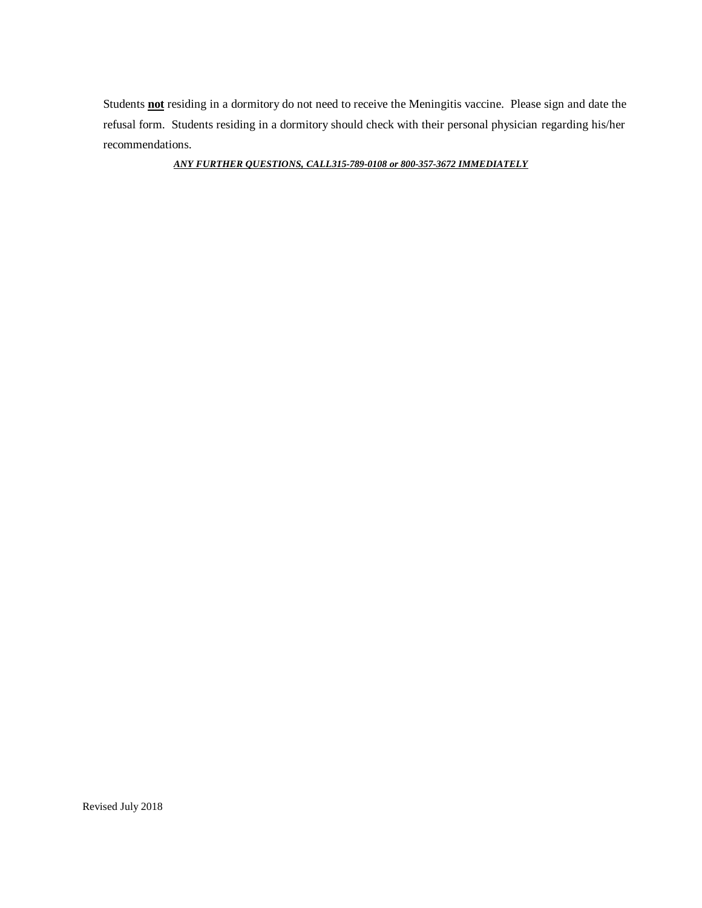Students **<u>not</u>** residing in a dormitory do not need to receive the Meningitis vaccine. Please sign and date the refusal form. Students residing in a dormitory should check with their personal physician regarding his/her recommendations.

***<u>ANY FURTHER QUESTIONS, CALL315-789-0108 or 800-357-3672 IMMEDIATELY</u>***

Revised July 2018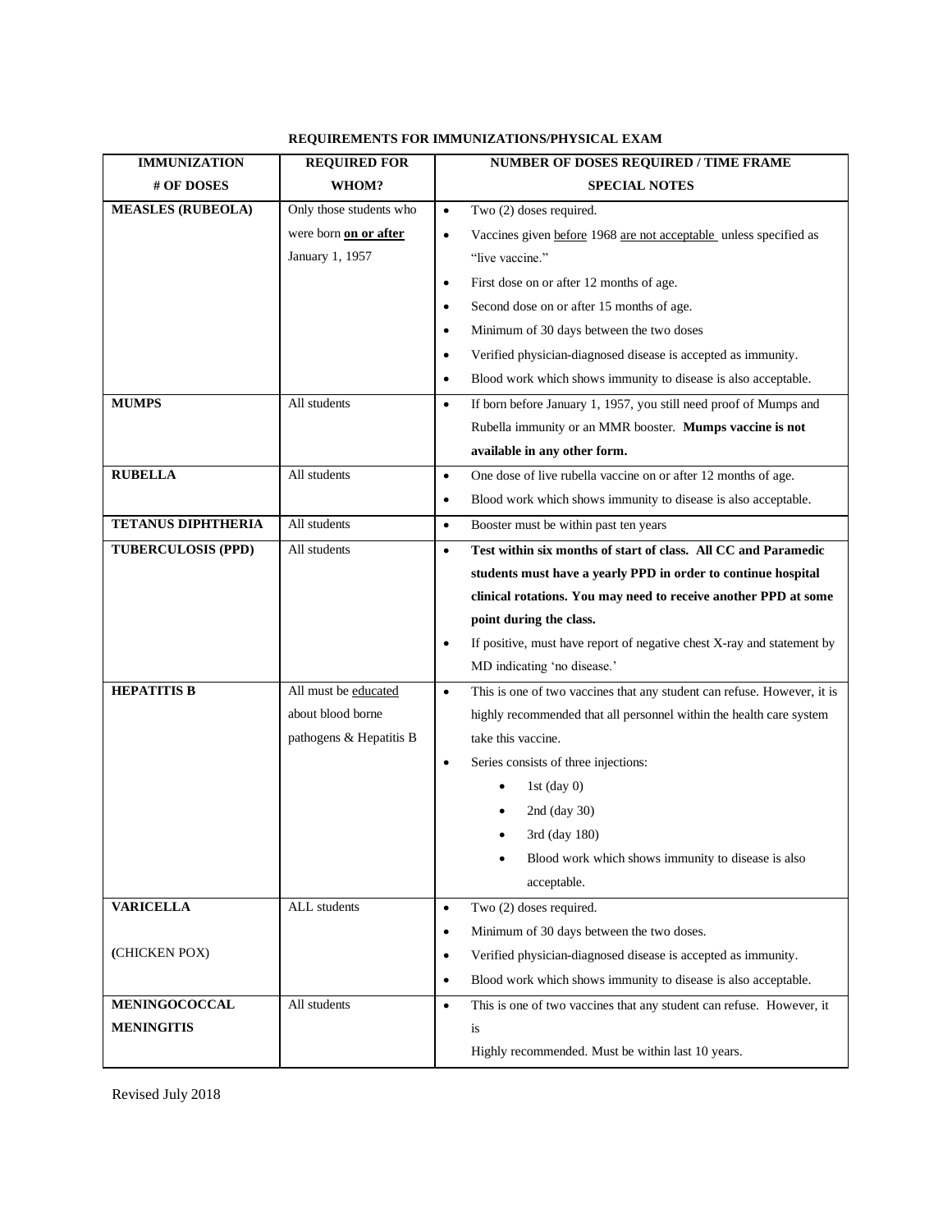**REQUIREMENTS FOR IMMUNIZATIONS/PHYSICAL EXAM**

| IMMUNIZATION<br># OF DOSES | REQUIRED FOR<br>WHOM? | NUMBER OF DOSES REQUIRED / TIME FRAME<br>SPECIAL NOTES |
|---|---|---|
| **MEASLES (RUBEOLA)** | Only those students who were born **on or after** January 1, 1957 | • Two (2) doses required.<br>• Vaccines given before 1968 are not acceptable unless specified as "live vaccine."<br>• First dose on or after 12 months of age.<br>• Second dose on or after 15 months of age.<br>• Minimum of 30 days between the two doses<br>• Verified physician-diagnosed disease is accepted as immunity.<br>• Blood work which shows immunity to disease is also acceptable. |
| **MUMPS** | All students | • If born before January 1, 1957, you still need proof of Mumps and Rubella immunity or an MMR booster. **Mumps vaccine is not available in any other form.** |
| **RUBELLA** | All students | • One dose of live rubella vaccine on or after 12 months of age.<br>• Blood work which shows immunity to disease is also acceptable. |
| **TETANUS DIPHTHERIA** | All students | • Booster must be within past ten years |
| **TUBERCULOSIS (PPD)** | All students | • **Test within six months of start of class. All CC and Paramedic students must have a yearly PPD in order to continue hospital clinical rotations. You may need to receive another PPD at some point during the class.**<br>• If positive, must have report of negative chest X-ray and statement by MD indicating 'no disease.' |
| **HEPATITIS B** | All must be educated about blood borne pathogens & Hepatitis B | • This is one of two vaccines that any student can refuse. However, it is highly recommended that all personnel within the health care system take this vaccine.<br>• Series consists of three injections:<br>  • 1st (day 0)<br>  • 2nd (day 30)<br>  • 3rd (day 180)<br>  • Blood work which shows immunity to disease is also acceptable. |
| **VARICELLA**<br><br>**(**CHICKEN POX) | ALL students | • Two (2) doses required.<br>• Minimum of 30 days between the two doses.<br>• Verified physician-diagnosed disease is accepted as immunity.<br>• Blood work which shows immunity to disease is also acceptable. |
| **MENINGOCOCCAL MENINGITIS** | All students | • This is one of two vaccines that any student can refuse. However, it is<br>Highly recommended. Must be within last 10 years. |

Revised July 2018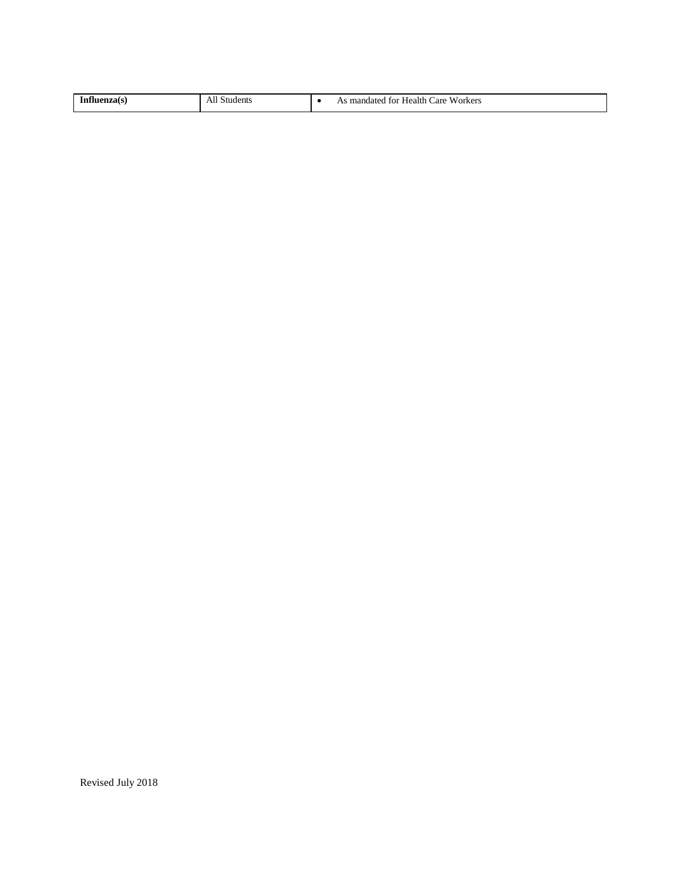| **Influenza(s)** | All Students | • As mandated for Health Care Workers |
|---|---|---|

Revised July 2018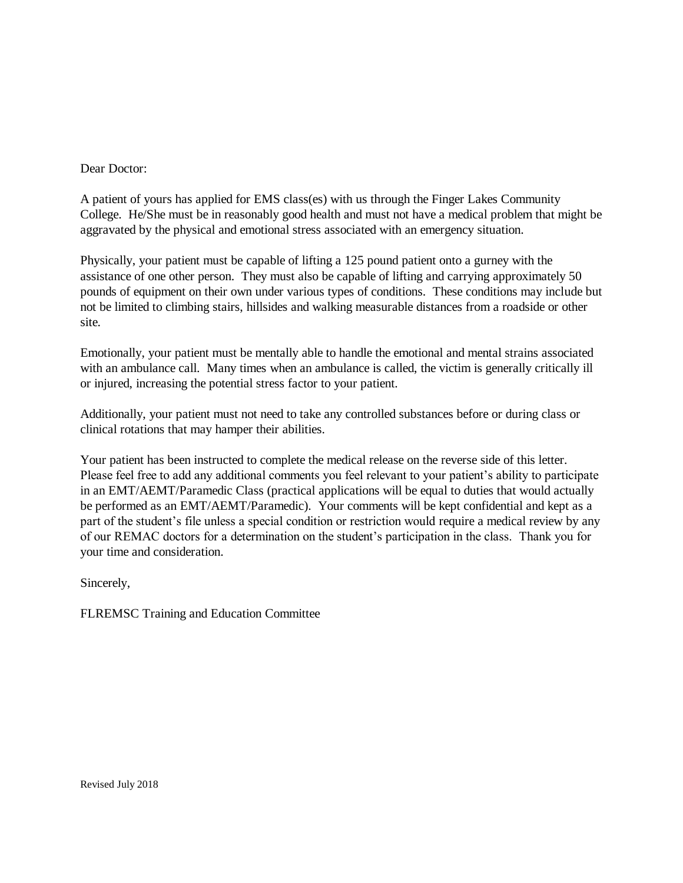Dear Doctor:

A patient of yours has applied for EMS class(es) with us through the Finger Lakes Community College. He/She must be in reasonably good health and must not have a medical problem that might be aggravated by the physical and emotional stress associated with an emergency situation.

Physically, your patient must be capable of lifting a 125 pound patient onto a gurney with the assistance of one other person. They must also be capable of lifting and carrying approximately 50 pounds of equipment on their own under various types of conditions. These conditions may include but not be limited to climbing stairs, hillsides and walking measurable distances from a roadside or other site.

Emotionally, your patient must be mentally able to handle the emotional and mental strains associated with an ambulance call. Many times when an ambulance is called, the victim is generally critically ill or injured, increasing the potential stress factor to your patient.

Additionally, your patient must not need to take any controlled substances before or during class or clinical rotations that may hamper their abilities.

Your patient has been instructed to complete the medical release on the reverse side of this letter. Please feel free to add any additional comments you feel relevant to your patient's ability to participate in an EMT/AEMT/Paramedic Class (practical applications will be equal to duties that would actually be performed as an EMT/AEMT/Paramedic). Your comments will be kept confidential and kept as a part of the student's file unless a special condition or restriction would require a medical review by any of our REMAC doctors for a determination on the student's participation in the class. Thank you for your time and consideration.

Sincerely,

FLREMSC Training and Education Committee

Revised July 2018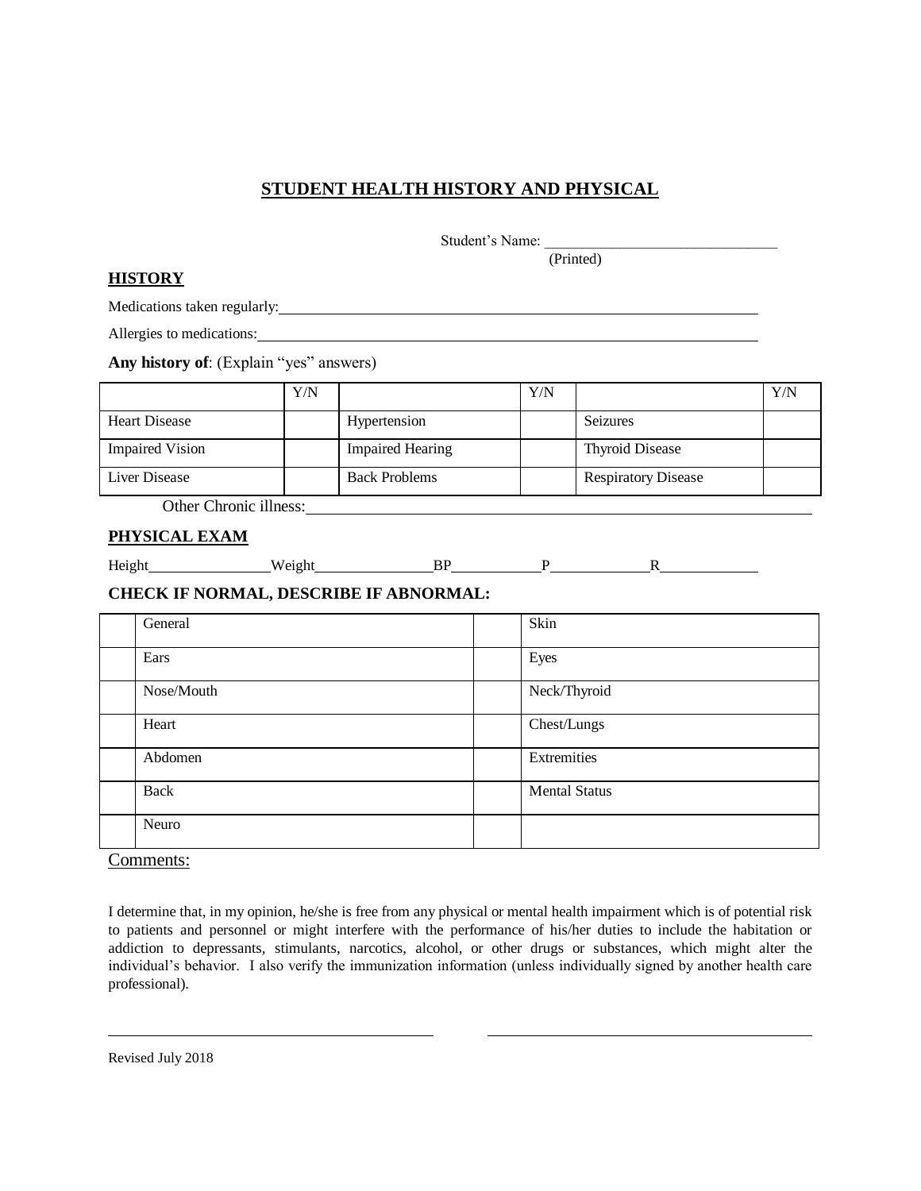# STUDENT HEALTH HISTORY AND PHYSICAL

Student's Name: ______________________________
(Printed)

## HISTORY

Medications taken regularly: ______________________________

Allergies to medications: ______________________________

**Any history of**: (Explain "yes" answers)

| | Y/N | | Y/N | | Y/N |
|---|---|---|---|---|---|
| Heart Disease | | Hypertension | | Seizures | |
| Impaired Vision | | Impaired Hearing | | Thyroid Disease | |
| Liver Disease | | Back Problems | | Respiratory Disease | |

Other Chronic illness: ______________________________

## PHYSICAL EXAM

Height__________ Weight__________ BP__________ P__________ R__________

### CHECK IF NORMAL, DESCRIBE IF ABNORMAL:

| | | | |
|---|---|---|---|
| | General | | Skin |
| | Ears | | Eyes |
| | Nose/Mouth | | Neck/Thyroid |
| | Heart | | Chest/Lungs |
| | Abdomen | | Extremities |
| | Back | | Mental Status |
| | Neuro | | |

Comments:

I determine that, in my opinion, he/she is free from any physical or mental health impairment which is of potential risk to patients and personnel or might interfere with the performance of his/her duties to include the habitation or addiction to depressants, stimulants, narcotics, alcohol, or other drugs or substances, which might alter the individual's behavior. I also verify the immunization information (unless individually signed by another health care professional).

______________________________          ______________________________

Revised July 2018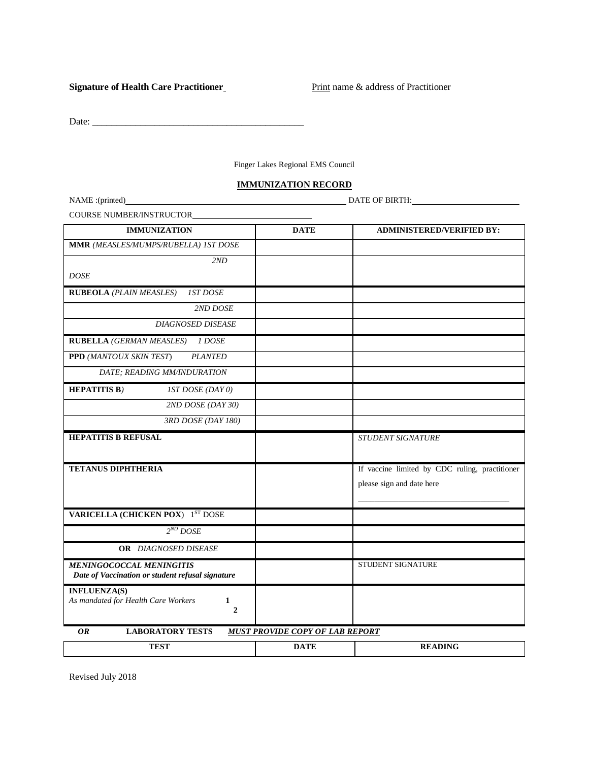**Signature of Health Care Practitioner** Print name & address of Practitioner

Date: _____________________________________________

Finger Lakes Regional EMS Council

## IMMUNIZATION RECORD

NAME :(printed)________________________________________________ DATE OF BIRTH:________________________

COURSE NUMBER/INSTRUCTOR____________________________

| IMMUNIZATION | DATE | ADMINISTERED/VERIFIED BY: |
|---|---|---|
| **MMR** *(MEASLES/MUMPS/RUBELLA) 1ST DOSE* | | |
| *2ND DOSE* | | |
| **RUBEOLA** *(PLAIN MEASLES) 1ST DOSE* | | |
| *2ND DOSE* | | |
| *DIAGNOSED DISEASE* | | |
| **RUBELLA** *(GERMAN MEASLES) 1 DOSE* | | |
| **PPD** *(MANTOUX SKIN TEST) PLANTED* | | |
| *DATE; READING MM/INDURATION* | | |
| **HEPATITIS B***)* *1ST DOSE (DAY 0)* | | |
| *2ND DOSE (DAY 30)* | | |
| *3RD DOSE (DAY 180)* | | |
| **HEPATITIS B REFUSAL** | | *STUDENT SIGNATURE* |
| **TETANUS DIPHTHERIA** | | If vaccine limited by CDC ruling, practitioner please sign and date here ___________________________________ |
| **VARICELLA (CHICKEN POX)** 1ST DOSE | | |
| *2ND DOSE* | | |
| **OR** *DIAGNOSED DISEASE* | | |
| ***MENINGOCOCCAL MENINGITIS*** ***Date of Vaccination or student refusal signature*** | | STUDENT SIGNATURE |
| **INFLUENZA(S)** *As mandated for Health Care Workers* **1** **2** | | |

***OR*** **LABORATORY TESTS** ***MUST PROVIDE COPY OF LAB REPORT***

| TEST | DATE | READING |
|---|---|---|

Revised July 2018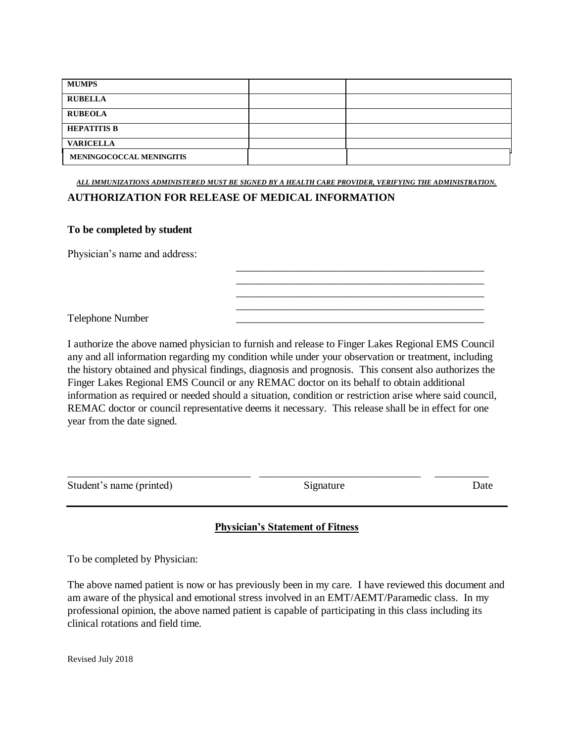| | | |
|---|---|---|
| **MUMPS** | | |
| **RUBELLA** | | |
| **RUBEOLA** | | |
| **HEPATITIS B** | | |
| **VARICELLA** | | |
| **MENINGOCOCCAL MENINGITIS** | | |

***ALL IMMUNIZATIONS ADMINISTERED MUST BE SIGNED BY A HEALTH CARE PROVIDER, VERIFYING THE ADMINISTRATION.***

## AUTHORIZATION FOR RELEASE OF MEDICAL INFORMATION

**To be completed by student**

Physician's name and address: \_\_\_\_\_\_\_\_\_\_\_\_\_\_\_\_\_\_\_\_\_\_\_\_\_\_\_\_\_\_\_\_\_\_\_\_\_\_\_\_\_\_\_\_\_\_\_\_

\_\_\_\_\_\_\_\_\_\_\_\_\_\_\_\_\_\_\_\_\_\_\_\_\_\_\_\_\_\_\_\_\_\_\_\_\_\_\_\_\_\_\_\_\_\_\_\_

\_\_\_\_\_\_\_\_\_\_\_\_\_\_\_\_\_\_\_\_\_\_\_\_\_\_\_\_\_\_\_\_\_\_\_\_\_\_\_\_\_\_\_\_\_\_\_\_

\_\_\_\_\_\_\_\_\_\_\_\_\_\_\_\_\_\_\_\_\_\_\_\_\_\_\_\_\_\_\_\_\_\_\_\_\_\_\_\_\_\_\_\_\_\_\_\_

Telephone Number \_\_\_\_\_\_\_\_\_\_\_\_\_\_\_\_\_\_\_\_\_\_\_\_\_\_\_\_\_\_\_\_\_\_\_\_\_\_\_\_\_\_\_\_\_\_\_\_

I authorize the above named physician to furnish and release to Finger Lakes Regional EMS Council any and all information regarding my condition while under your observation or treatment, including the history obtained and physical findings, diagnosis and prognosis. This consent also authorizes the Finger Lakes Regional EMS Council or any REMAC doctor on its behalf to obtain additional information as required or needed should a situation, condition or restriction arise where said council, REMAC doctor or council representative deems it necessary. This release shall be in effect for one year from the date signed.

\_\_\_\_\_\_\_\_\_\_\_\_\_\_\_\_\_\_\_\_\_\_\_\_\_\_\_\_\_\_\_\_\_\_\_\_ \_\_\_\_\_\_\_\_\_\_\_\_\_\_\_\_\_\_\_\_\_\_\_\_\_\_\_\_\_\_\_\_ \_\_\_\_\_\_\_\_\_\_\_

Student's name (printed) Signature Date

---

**Physician's Statement of Fitness**

To be completed by Physician:

The above named patient is now or has previously been in my care. I have reviewed this document and am aware of the physical and emotional stress involved in an EMT/AEMT/Paramedic class. In my professional opinion, the above named patient is capable of participating in this class including its clinical rotations and field time.

Revised July 2018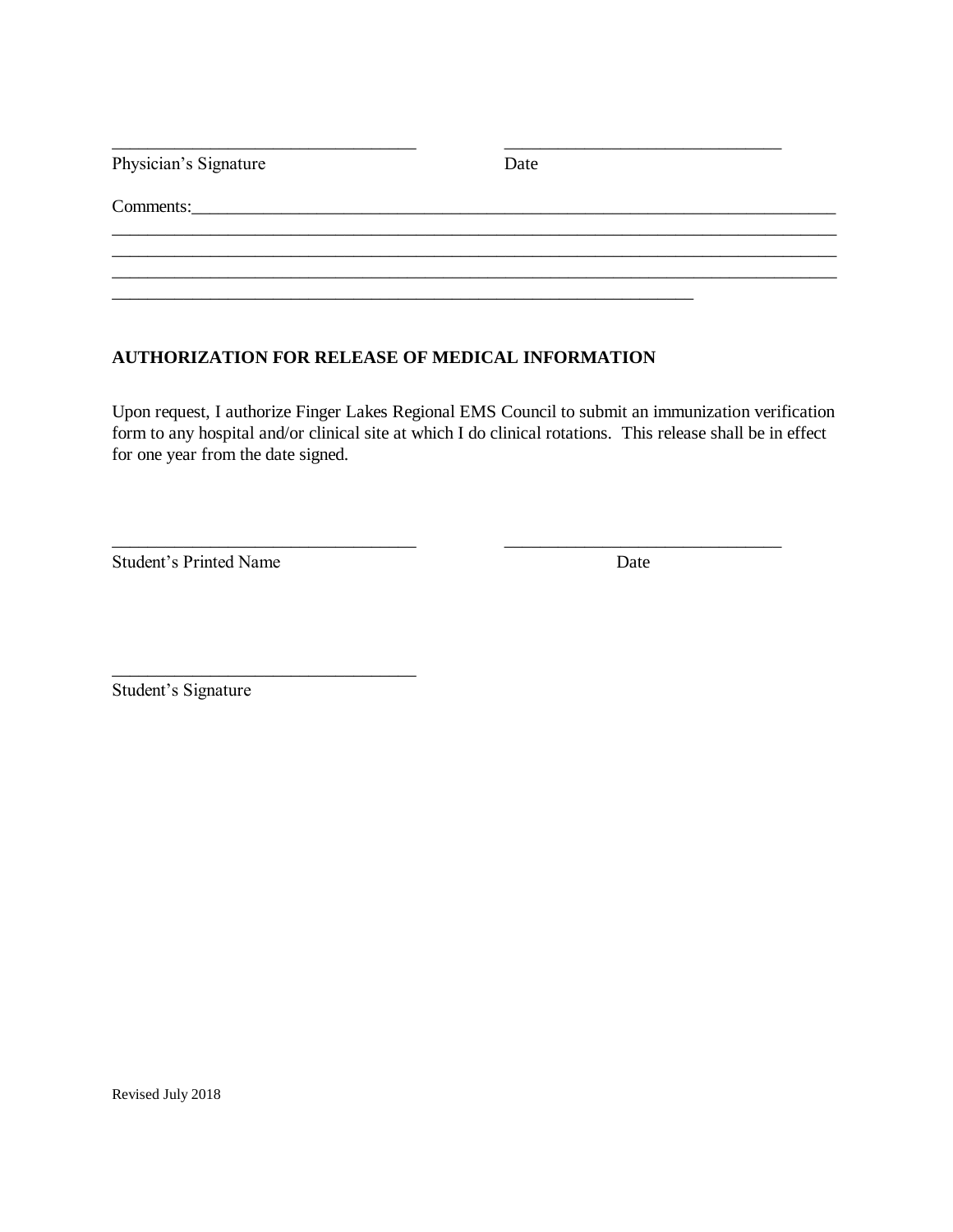\_\_\_\_\_\_\_\_\_\_\_\_\_\_\_\_\_\_\_\_\_\_\_\_\_\_\_\_\_\_\_\_\_\_ &nbsp;&nbsp;&nbsp;&nbsp;&nbsp;&nbsp;&nbsp;&nbsp; \_\_\_\_\_\_\_\_\_\_\_\_\_\_\_\_\_\_\_\_\_\_\_\_\_\_\_\_\_\_\_
Physician's Signature &nbsp;&nbsp;&nbsp;&nbsp;&nbsp;&nbsp;&nbsp;&nbsp;&nbsp;&nbsp;&nbsp;&nbsp;&nbsp;&nbsp;&nbsp;&nbsp;&nbsp;&nbsp;&nbsp;&nbsp;&nbsp;&nbsp;&nbsp;&nbsp;&nbsp;&nbsp;&nbsp;&nbsp; Date

Comments:\_\_\_\_\_\_\_\_\_\_\_\_\_\_\_\_\_\_\_\_\_\_\_\_\_\_\_\_\_\_\_\_\_\_\_\_\_\_\_\_\_\_\_\_\_\_\_\_\_\_\_\_\_\_\_\_\_\_\_\_\_\_\_\_\_\_\_\_\_\_
\_\_\_\_\_\_\_\_\_\_\_\_\_\_\_\_\_\_\_\_\_\_\_\_\_\_\_\_\_\_\_\_\_\_\_\_\_\_\_\_\_\_\_\_\_\_\_\_\_\_\_\_\_\_\_\_\_\_\_\_\_\_\_\_\_\_\_\_\_\_\_\_\_\_\_\_\_\_\_
\_\_\_\_\_\_\_\_\_\_\_\_\_\_\_\_\_\_\_\_\_\_\_\_\_\_\_\_\_\_\_\_\_\_\_\_\_\_\_\_\_\_\_\_\_\_\_\_\_\_\_\_\_\_\_\_\_\_\_\_\_\_\_\_\_\_\_\_\_\_\_\_\_\_\_\_\_\_\_
\_\_\_\_\_\_\_\_\_\_\_\_\_\_\_\_\_\_\_\_\_\_\_\_\_\_\_\_\_\_\_\_\_\_\_\_\_\_\_\_\_\_\_\_\_\_\_\_\_\_\_\_\_\_\_\_\_\_\_\_\_\_\_\_\_\_\_\_\_\_\_\_\_\_\_\_\_\_\_
\_\_\_\_\_\_\_\_\_\_\_\_\_\_\_\_\_\_\_\_\_\_\_\_\_\_\_\_\_\_\_\_\_\_\_\_\_\_\_\_\_\_\_\_\_\_\_\_\_\_\_\_\_\_\_\_\_\_\_\_\_\_\_

**AUTHORIZATION FOR RELEASE OF MEDICAL INFORMATION**

Upon request, I authorize Finger Lakes Regional EMS Council to submit an immunization verification form to any hospital and/or clinical site at which I do clinical rotations. This release shall be in effect for one year from the date signed.

\_\_\_\_\_\_\_\_\_\_\_\_\_\_\_\_\_\_\_\_\_\_\_\_\_\_\_\_\_\_\_\_\_\_ &nbsp;&nbsp;&nbsp;&nbsp;&nbsp;&nbsp;&nbsp;&nbsp; \_\_\_\_\_\_\_\_\_\_\_\_\_\_\_\_\_\_\_\_\_\_\_\_\_\_\_\_\_\_\_
Student's Printed Name &nbsp;&nbsp;&nbsp;&nbsp;&nbsp;&nbsp;&nbsp;&nbsp;&nbsp;&nbsp;&nbsp;&nbsp;&nbsp;&nbsp;&nbsp;&nbsp;&nbsp;&nbsp;&nbsp;&nbsp;&nbsp;&nbsp;&nbsp;&nbsp;&nbsp;&nbsp;&nbsp;&nbsp;&nbsp;&nbsp;&nbsp;&nbsp;&nbsp;&nbsp;&nbsp;&nbsp;&nbsp;&nbsp;&nbsp;&nbsp;&nbsp;&nbsp;&nbsp;&nbsp;&nbsp;&nbsp; Date

\_\_\_\_\_\_\_\_\_\_\_\_\_\_\_\_\_\_\_\_\_\_\_\_\_\_\_\_\_\_\_\_\_\_
Student's Signature

Revised July 2018